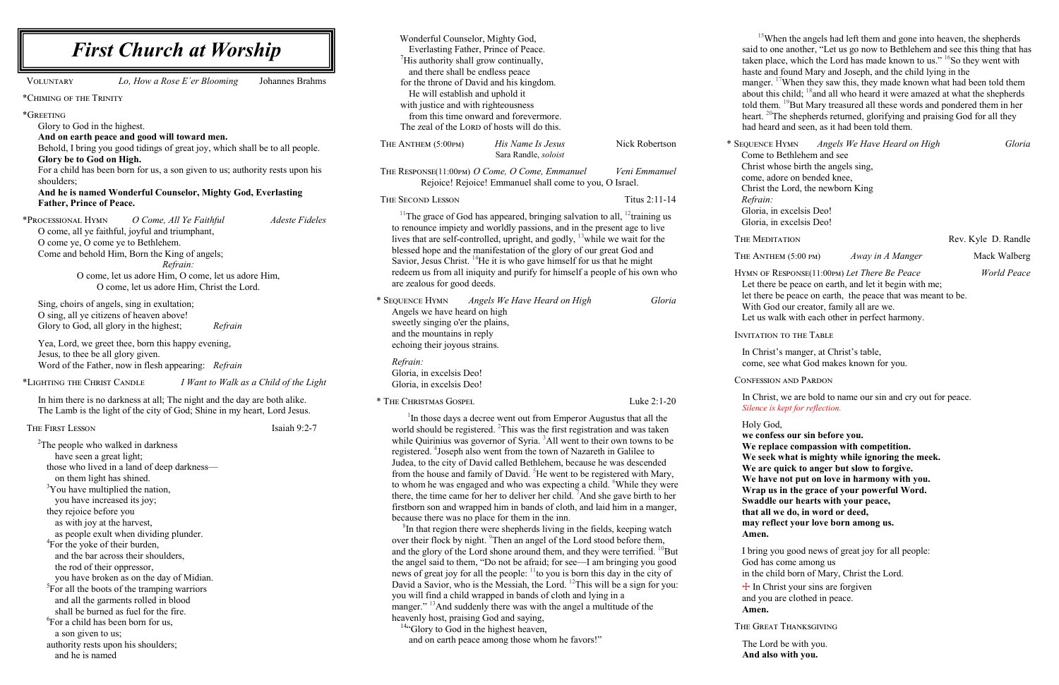# First Church at Worship

VOLUNTARY *Lo, How a Rose E'er Blooming* Johannes Brahms

*CHIMING OF THE TRINITY

*GREETING

Glory to God in the highest.
**And on earth peace and good will toward men.**
Behold, I bring you good tidings of great joy, which shall be to all people.
**Glory be to God on High.**
For a child has been born for us, a son given to us; authority rests upon his shoulders;
**And he is named Wonderful Counselor, Mighty God, Everlasting Father, Prince of Peace.**

*PROCESSIONAL HYMN *O Come, All Ye Faithful* *Adeste Fideles*

O come, all ye faithful, joyful and triumphant,
O come ye, O come ye to Bethlehem.
Come and behold Him, Born the King of angels;
*Refrain:*
O come, let us adore Him, O come, let us adore Him,
O come, let us adore Him, Christ the Lord.

Sing, choirs of angels, sing in exultation;
O sing, all ye citizens of heaven above!
Glory to God, all glory in the highest; *Refrain*

Yea, Lord, we greet thee, born this happy evening,
Jesus, to thee be all glory given.
Word of the Father, now in flesh appearing: *Refrain*

*LIGHTING THE CHRIST CANDLE *I Want to Walk as a Child of the Light*

In him there is no darkness at all; The night and the day are both alike.
The Lamb is the light of the city of God; Shine in my heart, Lord Jesus.

THE FIRST LESSON Isaiah 9:2-7

[2]The people who walked in darkness
have seen a great light;
those who lived in a land of deep darkness—
on them light has shined.
[3]You have multiplied the nation,
you have increased its joy;
they rejoice before you
as with joy at the harvest,
as people exult when dividing plunder.
[4]For the yoke of their burden,
and the bar across their shoulders,
the rod of their oppressor,
you have broken as on the day of Midian.
[5]For all the boots of the tramping warriors
and all the garments rolled in blood
shall be burned as fuel for the fire.
[6]For a child has been born for us,
a son given to us;
authority rests upon his shoulders;
and he is named
Wonderful Counselor, Mighty God,
Everlasting Father, Prince of Peace.
[7]His authority shall grow continually,
and there shall be endless peace
for the throne of David and his kingdom.
He will establish and uphold it
with justice and with righteousness
from this time onward and forevermore.
The zeal of the LORD of hosts will do this.

THE ANTHEM (5:00PM) *His Name Is Jesus* Nick Robertson
Sara Randle, *soloist*

THE RESPONSE(11:00PM) *O Come, O Come, Emmanuel* *Veni Emmanuel*
Rejoice! Rejoice! Emmanuel shall come to you, O Israel.

THE SECOND LESSON Titus 2:11-14

[11]The grace of God has appeared, bringing salvation to all, [12]training us to renounce impiety and worldly passions, and in the present age to live lives that are self-controlled, upright, and godly, [13]while we wait for the blessed hope and the manifestation of the glory of our great God and Savior, Jesus Christ. [14]He it is who gave himself for us that he might redeem us from all iniquity and purify for himself a people of his own who are zealous for good deeds.

* SEQUENCE HYMN *Angels We Have Heard on High* *Gloria*

Angels we have heard on high
sweetly singing o'er the plains,
and the mountains in reply
echoing their joyous strains.

*Refrain:*
Gloria, in excelsis Deo!
Gloria, in excelsis Deo!

* THE CHRISTMAS GOSPEL Luke 2:1-20

[1]In those days a decree went out from Emperor Augustus that all the world should be registered. [2]This was the first registration and was taken while Quirinius was governor of Syria. [3]All went to their own towns to be registered. [4]Joseph also went from the town of Nazareth in Galilee to Judea, to the city of David called Bethlehem, because he was descended from the house and family of David. [5]He went to be registered with Mary, to whom he was engaged and who was expecting a child. [6]While they were there, the time came for her to deliver her child. [7]And she gave birth to her firstborn son and wrapped him in bands of cloth, and laid him in a manger, because there was no place for them in the inn.

[8]In that region there were shepherds living in the fields, keeping watch over their flock by night. [9]Then an angel of the Lord stood before them, and the glory of the Lord shone around them, and they were terrified. [10]But the angel said to them, "Do not be afraid; for see—I am bringing you good news of great joy for all the people: [11]to you is born this day in the city of David a Savior, who is the Messiah, the Lord. [12]This will be a sign for you: you will find a child wrapped in bands of cloth and lying in a manger." [13]And suddenly there was with the angel a multitude of the heavenly host, praising God and saying,
[14]"Glory to God in the highest heaven,
and on earth peace among those whom he favors!"

[15]When the angels had left them and gone into heaven, the shepherds said to one another, "Let us go now to Bethlehem and see this thing that has taken place, which the Lord has made known to us." [16]So they went with haste and found Mary and Joseph, and the child lying in the manger. [17]When they saw this, they made known what had been told them about this child; [18]and all who heard it were amazed at what the shepherds told them. [19]But Mary treasured all these words and pondered them in her heart. [20]The shepherds returned, glorifying and praising God for all they had heard and seen, as it had been told them.

* SEQUENCE HYMN *Angels We Have Heard on High* *Gloria*

Come to Bethlehem and see
Christ whose birth the angels sing,
come, adore on bended knee,
Christ the Lord, the newborn King
*Refrain:*
Gloria, in excelsis Deo!
Gloria, in excelsis Deo!

THE MEDITATION Rev. Kyle D. Randle

THE ANTHEM (5:00 PM) *Away in A Manger* Mack Walberg

HYMN OF RESPONSE(11:00PM) *Let There Be Peace* *World Peace*

Let there be peace on earth, and let it begin with me;
let there be peace on earth, the peace that was meant to be.
With God our creator, family all are we.
Let us walk with each other in perfect harmony.

INVITATION TO THE TABLE

In Christ's manger, at Christ's table,
come, see what God makes known for you.

CONFESSION AND PARDON

In Christ, we are bold to name our sin and cry out for peace.
*Silence is kept for reflection.*

Holy God,
**we confess our sin before you.**
**We replace compassion with competition.**
**We seek what is mighty while ignoring the meek.**
**We are quick to anger but slow to forgive.**
**We have not put on love in harmony with you.**
**Wrap us in the grace of your powerful Word.**
**Swaddle our hearts with your peace,**
**that all we do, in word or deed,**
**may reflect your love born among us.**
**Amen.**

I bring you good news of great joy for all people:
God has come among us
in the child born of Mary, Christ the Lord.
☩ In Christ your sins are forgiven
and you are clothed in peace.
**Amen.**

THE GREAT THANKSGIVING

The Lord be with you.
**And also with you.**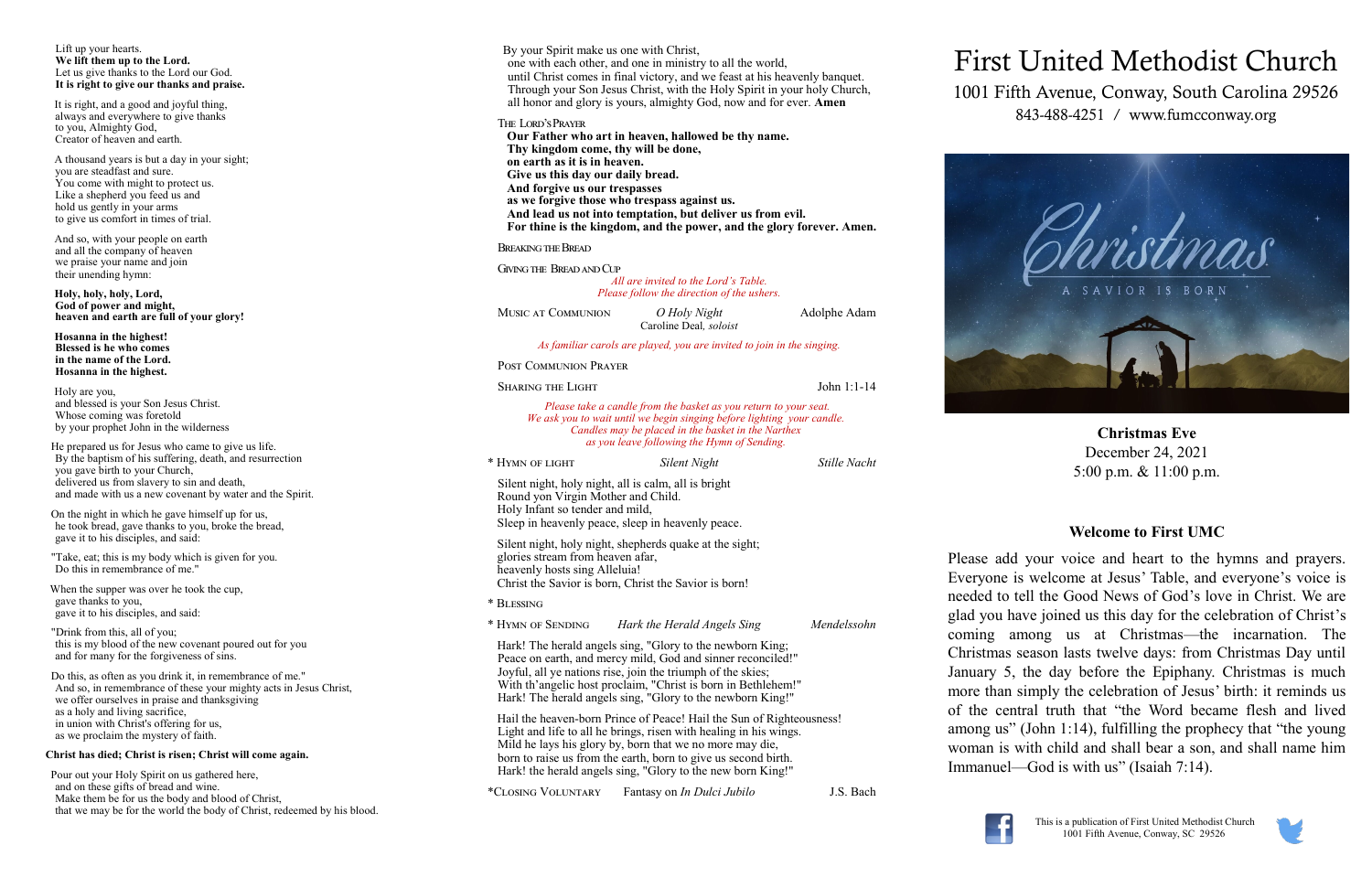Lift up your hearts.
**We lift them up to the Lord.**
Let us give thanks to the Lord our God.
**It is right to give our thanks and praise.**

It is right, and a good and joyful thing,
always and everywhere to give thanks
to you, Almighty God,
Creator of heaven and earth.

A thousand years is but a day in your sight;
you are steadfast and sure.
You come with might to protect us.
Like a shepherd you feed us and
hold us gently in your arms
to give us comfort in times of trial.

And so, with your people on earth
and all the company of heaven
we praise your name and join
their unending hymn:

**Holy, holy, holy, Lord,**
**God of power and might,**
**heaven and earth are full of your glory!**

**Hosanna in the highest!**
**Blessed is he who comes**
**in the name of the Lord.**
**Hosanna in the highest.**

Holy are you,
and blessed is your Son Jesus Christ.
Whose coming was foretold
by your prophet John in the wilderness

He prepared us for Jesus who came to give us life.
By the baptism of his suffering, death, and resurrection
you gave birth to your Church,
delivered us from slavery to sin and death,
and made with us a new covenant by water and the Spirit.

On the night in which he gave himself up for us,
he took bread, gave thanks to you, broke the bread,
gave it to his disciples, and said:

"Take, eat; this is my body which is given for you.
Do this in remembrance of me."

When the supper was over he took the cup,
gave thanks to you,
gave it to his disciples, and said:

"Drink from this, all of you;
this is my blood of the new covenant poured out for you
and for many for the forgiveness of sins.

Do this, as often as you drink it, in remembrance of me."
And so, in remembrance of these your mighty acts in Jesus Christ,
we offer ourselves in praise and thanksgiving
as a holy and living sacrifice,
in union with Christ's offering for us,
as we proclaim the mystery of faith.

**Christ has died; Christ is risen; Christ will come again.**

Pour out your Holy Spirit on us gathered here,
and on these gifts of bread and wine.
Make them be for us the body and blood of Christ,
that we may be for the world the body of Christ, redeemed by his blood.

By your Spirit make us one with Christ,
one with each other, and one in ministry to all the world,
until Christ comes in final victory, and we feast at his heavenly banquet.
Through your Son Jesus Christ, with the Holy Spirit in your holy Church,
all honor and glory is yours, almighty God, now and for ever. **Amen**

The Lord's Prayer

**Our Father who art in heaven, hallowed be thy name.**
**Thy kingdom come, thy will be done,**
**on earth as it is in heaven.**
**Give us this day our daily bread.**
**And forgive us our trespasses**
**as we forgive those who trespass against us.**
**And lead us not into temptation, but deliver us from evil.**
**For thine is the kingdom, and the power, and the glory forever. Amen.**

Breaking the Bread

Giving the Bread and Cup

*All are invited to the Lord's Table.*
*Please follow the direction of the ushers.*

Music at Communion — *O Holy Night* — Adolphe Adam
Caroline Deal, *soloist*

*As familiar carols are played, you are invited to join in the singing.*

Post Communion Prayer

Sharing the Light — John 1:1-14

*Please take a candle from the basket as you return to your seat.*
*We ask you to wait until we begin singing before lighting your candle.*
*Candles may be placed in the basket in the Narthex*
*as you leave following the Hymn of Sending.*

\* Hymn of Light — *Silent Night* — *Stille Nacht*

Silent night, holy night, all is calm, all is bright
Round yon Virgin Mother and Child.
Holy Infant so tender and mild,
Sleep in heavenly peace, sleep in heavenly peace.

Silent night, holy night, shepherds quake at the sight;
glories stream from heaven afar,
heavenly hosts sing Alleluia!
Christ the Savior is born, Christ the Savior is born!

\* Blessing

\* Hymn of Sending — *Hark the Herald Angels Sing* — *Mendelssohn*

Hark! The herald angels sing, "Glory to the newborn King;
Peace on earth, and mercy mild, God and sinner reconciled!"
Joyful, all ye nations rise, join the triumph of the skies;
With th'angelic host proclaim, "Christ is born in Bethlehem!"
Hark! The herald angels sing, "Glory to the newborn King!"

Hail the heaven-born Prince of Peace! Hail the Sun of Righteousness!
Light and life to all he brings, risen with healing in his wings.
Mild he lays his glory by, born that we no more may die,
born to raise us from the earth, born to give us second birth.
Hark! The herald angels sing, "Glory to the new born King!"

\*Closing Voluntary — Fantasy on *In Dulci Jubilo* — J.S. Bach

# First United Methodist Church

1001 Fifth Avenue, Conway, South Carolina 29526
843-488-4251 / www.fumcconway.org

Christmas
A SAVIOR IS BORN

**Christmas Eve**
December 24, 2021
5:00 p.m. & 11:00 p.m.

## Welcome to First UMC

Please add your voice and heart to the hymns and prayers. Everyone is welcome at Jesus' Table, and everyone's voice is needed to tell the Good News of God's love in Christ. We are glad you have joined us this day for the celebration of Christ's coming among us at Christmas—the incarnation. The Christmas season lasts twelve days: from Christmas Day until January 5, the day before the Epiphany. Christmas is much more than simply the celebration of Jesus' birth: it reminds us of the central truth that "the Word became flesh and lived among us" (John 1:14), fulfilling the prophecy that "the young woman is with child and shall bear a son, and shall name him Immanuel—God is with us" (Isaiah 7:14).

This is a publication of First United Methodist Church
1001 Fifth Avenue, Conway, SC 29526